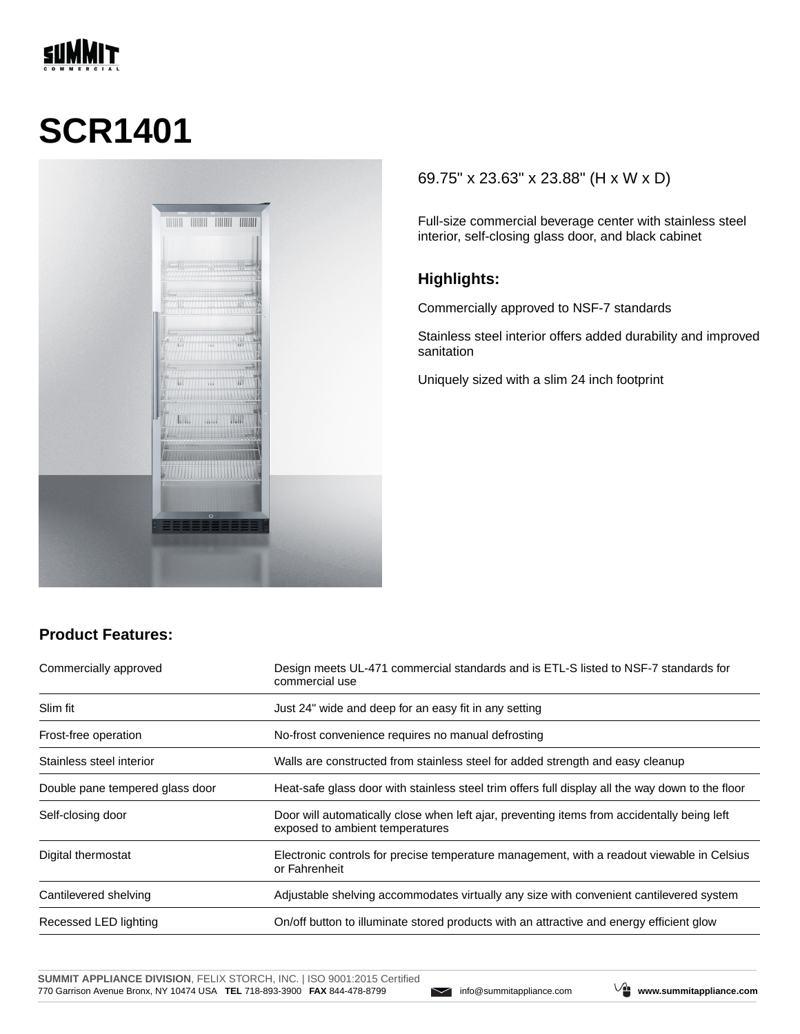# SCR1401

69.75" x 23.63" x 23.88" (H x W x D)

Full-size commercial beverage center with stainless steel interior, self-closing glass door, and black cabinet

### Highlights:

Commercially approved to NSF-7 standards

Stainless steel interior offers added durability and improved sanitation

Uniquely sized with a slim 24 inch footprint

## Product Features:

| | |
|---|---|
| Commercially approved | Design meets UL-471 commercial standards and is ETL-S listed to NSF-7 standards for commercial use |
| Slim fit | Just 24" wide and deep for an easy fit in any setting |
| Frost-free operation | No-frost convenience requires no manual defrosting |
| Stainless steel interior | Walls are constructed from stainless steel for added strength and easy cleanup |
| Double pane tempered glass door | Heat-safe glass door with stainless steel trim offers full display all the way down to the floor |
| Self-closing door | Door will automatically close when left ajar, preventing items from accidentally being left exposed to ambient temperatures |
| Digital thermostat | Electronic controls for precise temperature management, with a readout viewable in Celsius or Fahrenheit |
| Cantilevered shelving | Adjustable shelving accommodates virtually any size with convenient cantilevered system |
| Recessed LED lighting | On/off button to illuminate stored products with an attractive and energy efficient glow |

**SUMMIT APPLIANCE DIVISION**, FELIX STORCH, INC. | ISO 9001:2015 Certified
770 Garrison Avenue Bronx, NY 10474 USA **TEL** 718-893-3900 **FAX** 844-478-8799 info@summitappliance.com **www.summitappliance.com**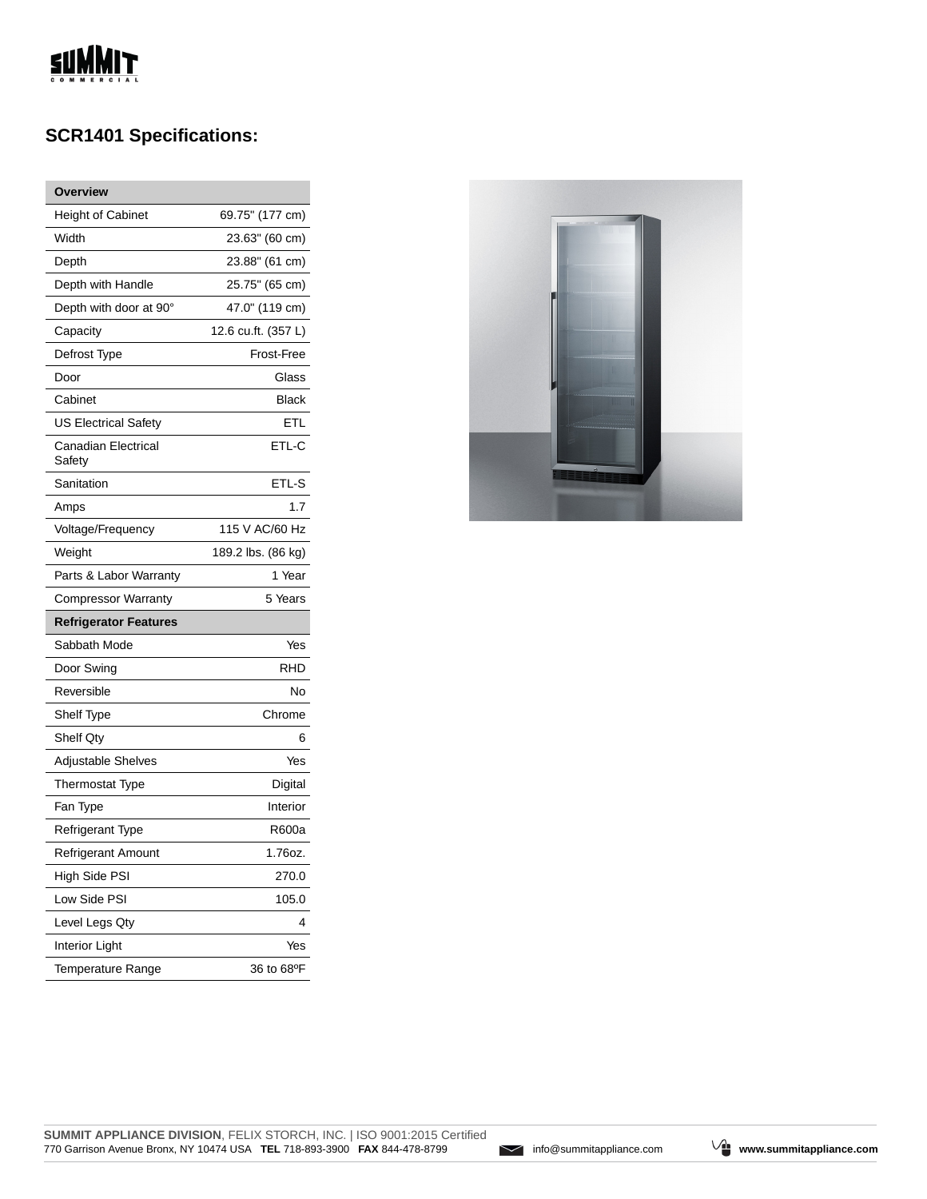## SCR1401 Specifications:

| Overview | |
|---|---|
| Height of Cabinet | 69.75" (177 cm) |
| Width | 23.63" (60 cm) |
| Depth | 23.88" (61 cm) |
| Depth with Handle | 25.75" (65 cm) |
| Depth with door at 90° | 47.0" (119 cm) |
| Capacity | 12.6 cu.ft. (357 L) |
| Defrost Type | Frost-Free |
| Door | Glass |
| Cabinet | Black |
| US Electrical Safety | ETL |
| Canadian Electrical Safety | ETL-C |
| Sanitation | ETL-S |
| Amps | 1.7 |
| Voltage/Frequency | 115 V AC/60 Hz |
| Weight | 189.2 lbs. (86 kg) |
| Parts & Labor Warranty | 1 Year |
| Compressor Warranty | 5 Years |
| **Refrigerator Features** | |
| Sabbath Mode | Yes |
| Door Swing | RHD |
| Reversible | No |
| Shelf Type | Chrome |
| Shelf Qty | 6 |
| Adjustable Shelves | Yes |
| Thermostat Type | Digital |
| Fan Type | Interior |
| Refrigerant Type | R600a |
| Refrigerant Amount | 1.76oz. |
| High Side PSI | 270.0 |
| Low Side PSI | 105.0 |
| Level Legs Qty | 4 |
| Interior Light | Yes |
| Temperature Range | 36 to 68ºF |

**SUMMIT APPLIANCE DIVISION**, FELIX STORCH, INC. | ISO 9001:2015 Certified
770 Garrison Avenue Bronx, NY 10474 USA **TEL** 718-893-3900 **FAX** 844-478-8799 info@summitappliance.com **www.summitappliance.com**